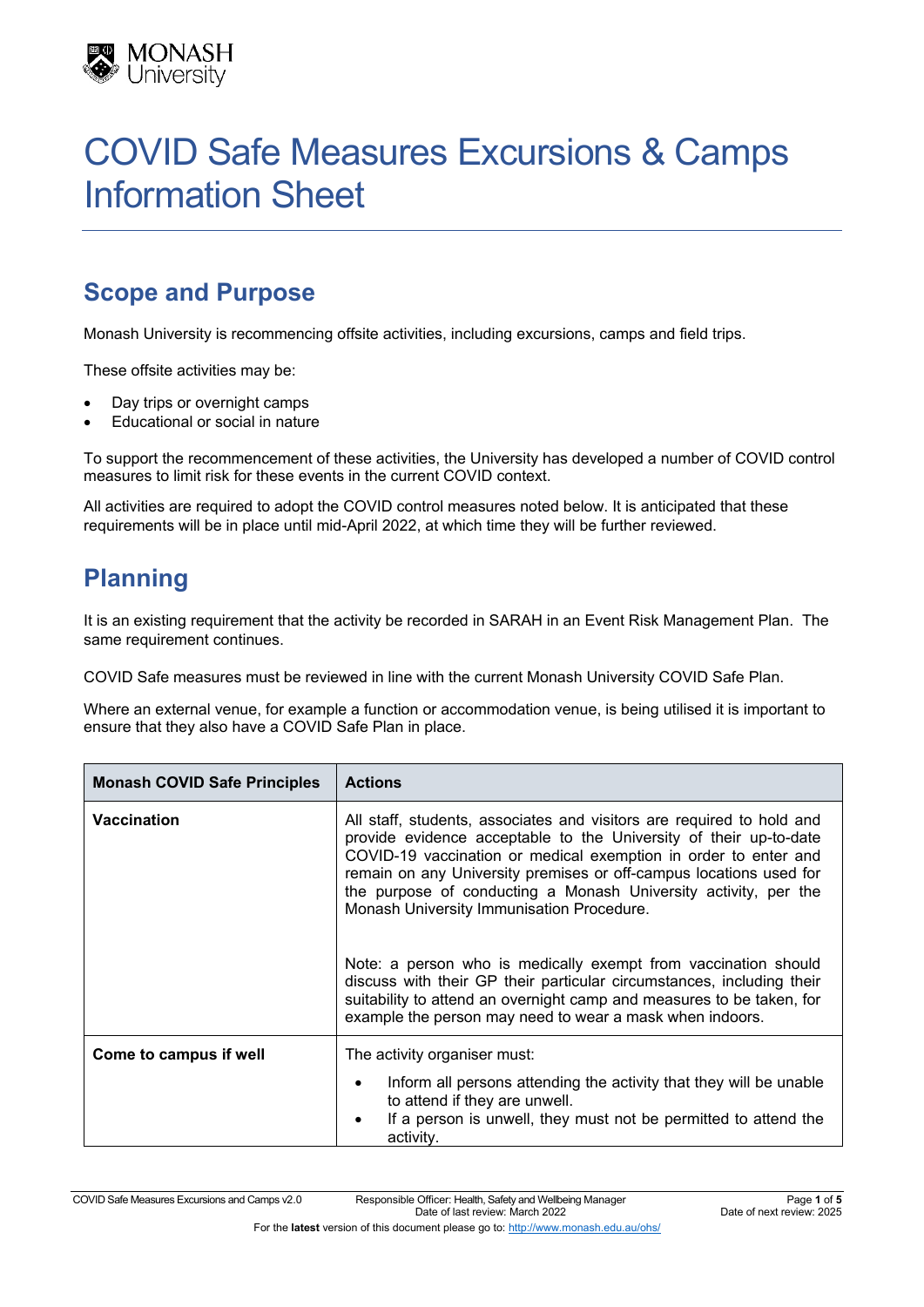# COVID Safe Measures Excursions & Camps Information Sheet

## Scope and Purpose

Monash University is recommencing offsite activities, including excursions, camps and field trips.

These offsite activities may be:

- Day trips or overnight camps
- Educational or social in nature

To support the recommencement of these activities, the University has developed a number of COVID control measures to limit risk for these events in the current COVID context.

All activities are required to adopt the COVID control measures noted below. It is anticipated that these requirements will be in place until mid-April 2022, at which time they will be further reviewed.

## Planning

It is an existing requirement that the activity be recorded in SARAH in an Event Risk Management Plan. The same requirement continues.

COVID Safe measures must be reviewed in line with the current Monash University COVID Safe Plan.

Where an external venue, for example a function or accommodation venue, is being utilised it is important to ensure that they also have a COVID Safe Plan in place.

| Monash COVID Safe Principles | Actions |
|---|---|
| **Vaccination** | All staff, students, associates and visitors are required to hold and provide evidence acceptable to the University of their up-to-date COVID-19 vaccination or medical exemption in order to enter and remain on any University premises or off-campus locations used for the purpose of conducting a Monash University activity, per the Monash University Immunisation Procedure.<br><br>Note: a person who is medically exempt from vaccination should discuss with their GP their particular circumstances, including their suitability to attend an overnight camp and measures to be taken, for example the person may need to wear a mask when indoors. |
| **Come to campus if well** | The activity organiser must:<br>• Inform all persons attending the activity that they will be unable to attend if they are unwell.<br>• If a person is unwell, they must not be permitted to attend the activity. |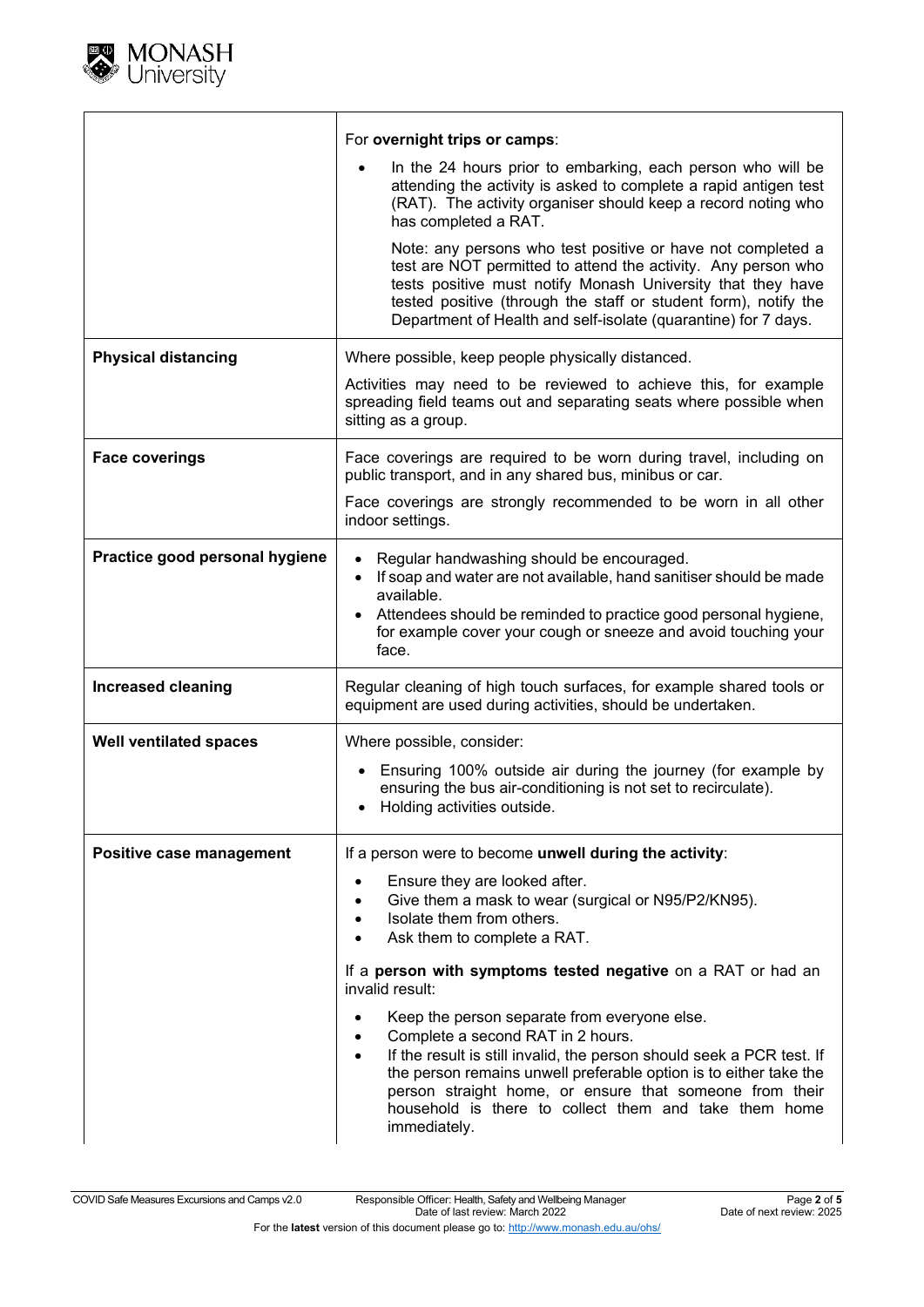| | |
|---|---|
| | For **overnight trips or camps**:<br>• In the 24 hours prior to embarking, each person who will be attending the activity is asked to complete a rapid antigen test (RAT). The activity organiser should keep a record noting who has completed a RAT.<br>Note: any persons who test positive or have not completed a test are NOT permitted to attend the activity. Any person who tests positive must notify Monash University that they have tested positive (through the staff or student form), notify the Department of Health and self-isolate (quarantine) for 7 days. |
| **Physical distancing** | Where possible, keep people physically distanced.<br>Activities may need to be reviewed to achieve this, for example spreading field teams out and separating seats where possible when sitting as a group. |
| **Face coverings** | Face coverings are required to be worn during travel, including on public transport, and in any shared bus, minibus or car.<br>Face coverings are strongly recommended to be worn in all other indoor settings. |
| **Practice good personal hygiene** | • Regular handwashing should be encouraged.<br>• If soap and water are not available, hand sanitiser should be made available.<br>• Attendees should be reminded to practice good personal hygiene, for example cover your cough or sneeze and avoid touching your face. |
| **Increased cleaning** | Regular cleaning of high touch surfaces, for example shared tools or equipment are used during activities, should be undertaken. |
| **Well ventilated spaces** | Where possible, consider:<br>• Ensuring 100% outside air during the journey (for example by ensuring the bus air-conditioning is not set to recirculate).<br>• Holding activities outside. |
| **Positive case management** | If a person were to become **unwell during the activity**:<br>• Ensure they are looked after.<br>• Give them a mask to wear (surgical or N95/P2/KN95).<br>• Isolate them from others.<br>• Ask them to complete a RAT.<br>If a **person with symptoms tested negative** on a RAT or had an invalid result:<br>• Keep the person separate from everyone else.<br>• Complete a second RAT in 2 hours.<br>• If the result is still invalid, the person should seek a PCR test. If the person remains unwell preferable option is to either take the person straight home, or ensure that someone from their household is there to collect them and take them home immediately. |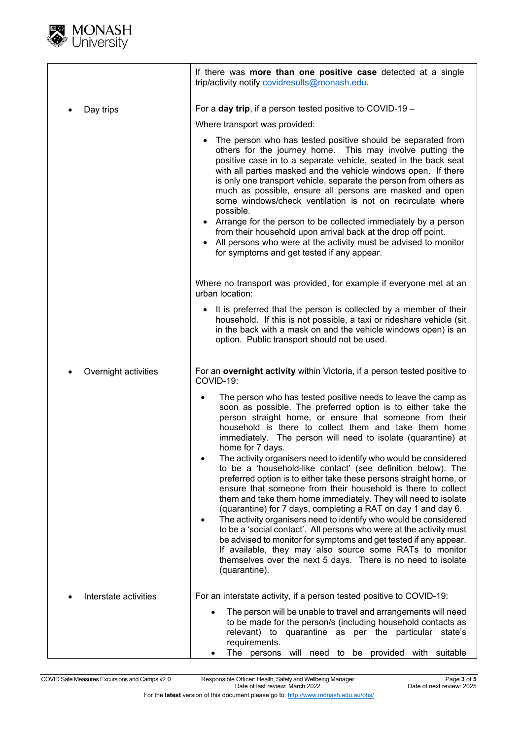| | |
|---|---|
| | If there was **more than one positive case** detected at a single trip/activity notify covidresults@monash.edu. |
| • Day trips | For a **day trip**, if a person tested positive to COVID-19 – <br><br> Where transport was provided: <br><br> • The person who has tested positive should be separated from others for the journey home. This may involve putting the positive case in to a separate vehicle, seated in the back seat with all parties masked and the vehicle windows open. If there is only one transport vehicle, separate the person from others as much as possible, ensure all persons are masked and open some windows/check ventilation is not on recirculate where possible. <br> • Arrange for the person to be collected immediately by a person from their household upon arrival back at the drop off point. <br> • All persons who were at the activity must be advised to monitor for symptoms and get tested if any appear. <br><br> Where no transport was provided, for example if everyone met at an urban location: <br><br> • It is preferred that the person is collected by a member of their household. If this is not possible, a taxi or rideshare vehicle (sit in the back with a mask on and the vehicle windows open) is an option. Public transport should not be used. |
| • Overnight activities | For an **overnight activity** within Victoria, if a person tested positive to COVID-19: <br><br> • The person who has tested positive needs to leave the camp as soon as possible. The preferred option is to either take the person straight home, or ensure that someone from their household is there to collect them and take them home immediately. The person will need to isolate (quarantine) at home for 7 days. <br> • The activity organisers need to identify who would be considered to be a 'household-like contact' (see definition below). The preferred option is to either take these persons straight home, or ensure that someone from their household is there to collect them and take them home immediately. They will need to isolate (quarantine) for 7 days, completing a RAT on day 1 and day 6. <br> • The activity organisers need to identify who would be considered to be a 'social contact'. All persons who were at the activity must be advised to monitor for symptoms and get tested if any appear. If available, they may also source some RATs to monitor themselves over the next 5 days. There is no need to isolate (quarantine). |
| • Interstate activities | For an interstate activity, if a person tested positive to COVID-19: <br><br> • The person will be unable to travel and arrangements will need to be made for the person/s (including household contacts as relevant) to quarantine as per the particular state's requirements. <br> • The persons will need to be provided with suitable |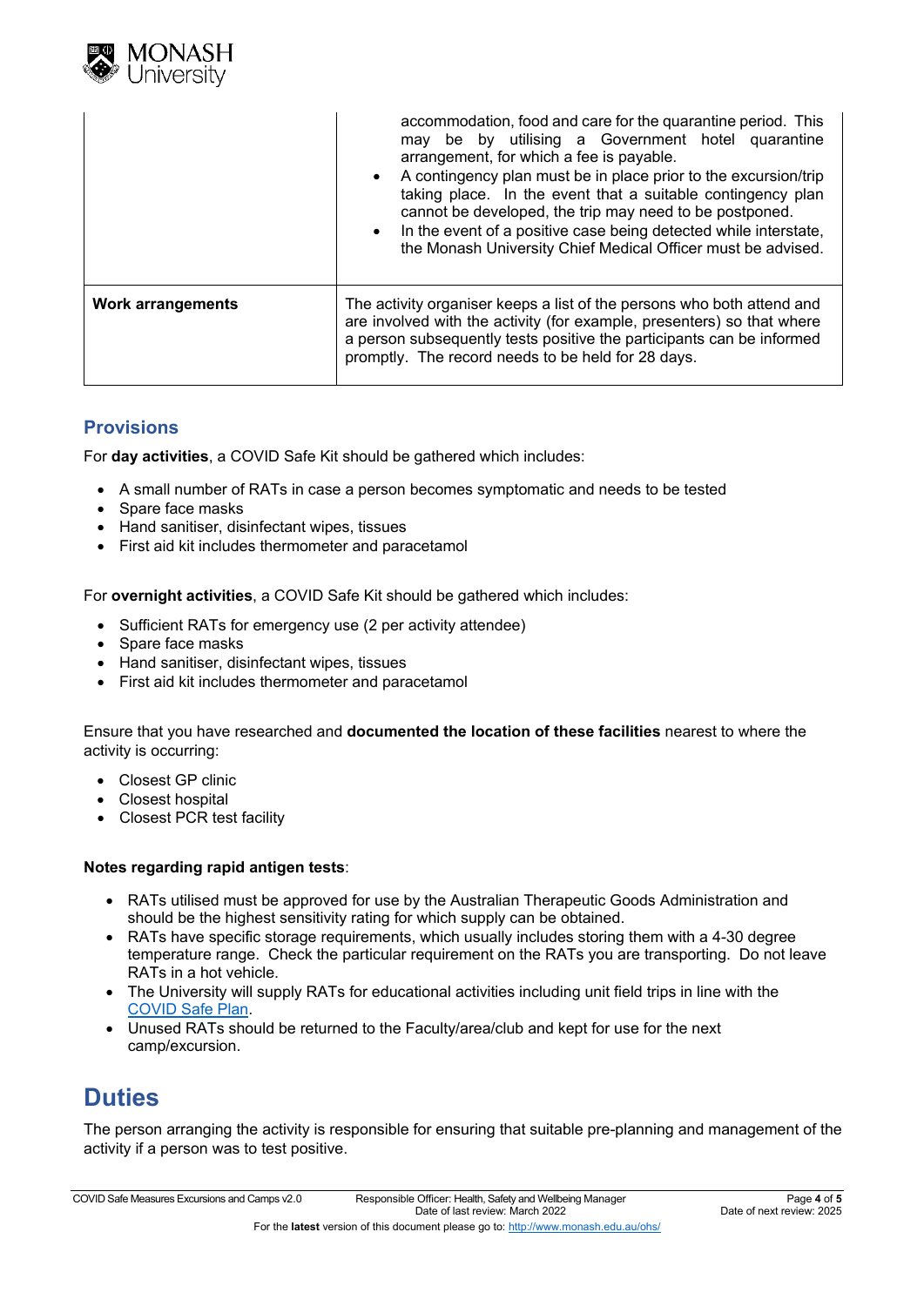| | |
|---|---|
| | accommodation, food and care for the quarantine period. This may be by utilising a Government hotel quarantine arrangement, for which a fee is payable.<br>• A contingency plan must be in place prior to the excursion/trip taking place. In the event that a suitable contingency plan cannot be developed, the trip may need to be postponed.<br>• In the event of a positive case being detected while interstate, the Monash University Chief Medical Officer must be advised. |
| **Work arrangements** | The activity organiser keeps a list of the persons who both attend and are involved with the activity (for example, presenters) so that where a person subsequently tests positive the participants can be informed promptly. The record needs to be held for 28 days. |

## Provisions

For **day activities**, a COVID Safe Kit should be gathered which includes:

- A small number of RATs in case a person becomes symptomatic and needs to be tested
- Spare face masks
- Hand sanitiser, disinfectant wipes, tissues
- First aid kit includes thermometer and paracetamol

For **overnight activities**, a COVID Safe Kit should be gathered which includes:

- Sufficient RATs for emergency use (2 per activity attendee)
- Spare face masks
- Hand sanitiser, disinfectant wipes, tissues
- First aid kit includes thermometer and paracetamol

Ensure that you have researched and **documented the location of these facilities** nearest to where the activity is occurring:

- Closest GP clinic
- Closest hospital
- Closest PCR test facility

**Notes regarding rapid antigen tests**:

- RATs utilised must be approved for use by the Australian Therapeutic Goods Administration and should be the highest sensitivity rating for which supply can be obtained.
- RATs have specific storage requirements, which usually includes storing them with a 4-30 degree temperature range. Check the particular requirement on the RATs you are transporting. Do not leave RATs in a hot vehicle.
- The University will supply RATs for educational activities including unit field trips in line with the COVID Safe Plan.
- Unused RATs should be returned to the Faculty/area/club and kept for use for the next camp/excursion.

# Duties

The person arranging the activity is responsible for ensuring that suitable pre-planning and management of the activity if a person was to test positive.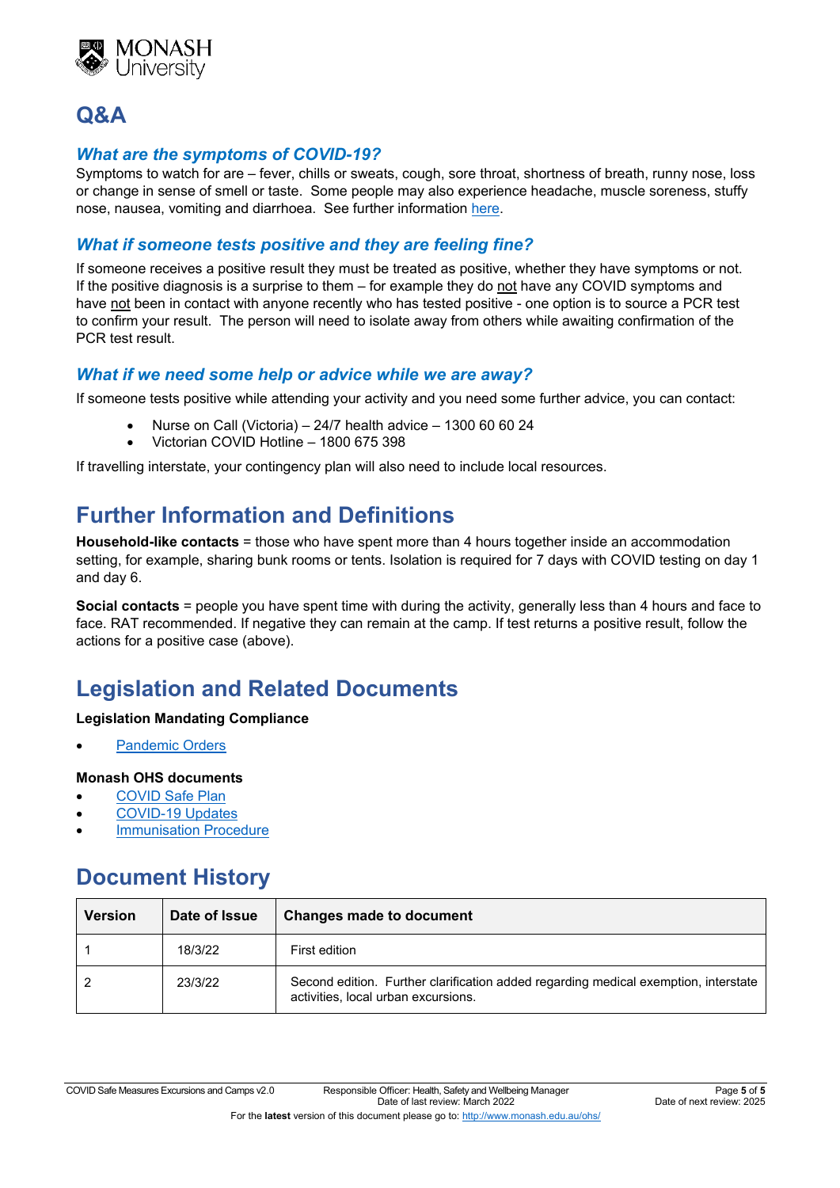# Q&A

### *What are the symptoms of COVID-19?*

Symptoms to watch for are – fever, chills or sweats, cough, sore throat, shortness of breath, runny nose, loss or change in sense of smell or taste. Some people may also experience headache, muscle soreness, stuffy nose, nausea, vomiting and diarrhoea. See further information here.

### *What if someone tests positive and they are feeling fine?*

If someone receives a positive result they must be treated as positive, whether they have symptoms or not. If the positive diagnosis is a surprise to them – for example they do not have any COVID symptoms and have not been in contact with anyone recently who has tested positive - one option is to source a PCR test to confirm your result. The person will need to isolate away from others while awaiting confirmation of the PCR test result.

### *What if we need some help or advice while we are away?*

If someone tests positive while attending your activity and you need some further advice, you can contact:

- Nurse on Call (Victoria) – 24/7 health advice – 1300 60 60 24
- Victorian COVID Hotline – 1800 675 398

If travelling interstate, your contingency plan will also need to include local resources.

# Further Information and Definitions

**Household-like contacts** = those who have spent more than 4 hours together inside an accommodation setting, for example, sharing bunk rooms or tents. Isolation is required for 7 days with COVID testing on day 1 and day 6.

**Social contacts** = people you have spent time with during the activity, generally less than 4 hours and face to face. RAT recommended. If negative they can remain at the camp. If test returns a positive result, follow the actions for a positive case (above).

# Legislation and Related Documents

**Legislation Mandating Compliance**

- Pandemic Orders

**Monash OHS documents**

- COVID Safe Plan
- COVID-19 Updates
- Immunisation Procedure

# Document History

| Version | Date of Issue | Changes made to document |
|---|---|---|
| 1 | 18/3/22 | First edition |
| 2 | 23/3/22 | Second edition. Further clarification added regarding medical exemption, interstate activities, local urban excursions. |